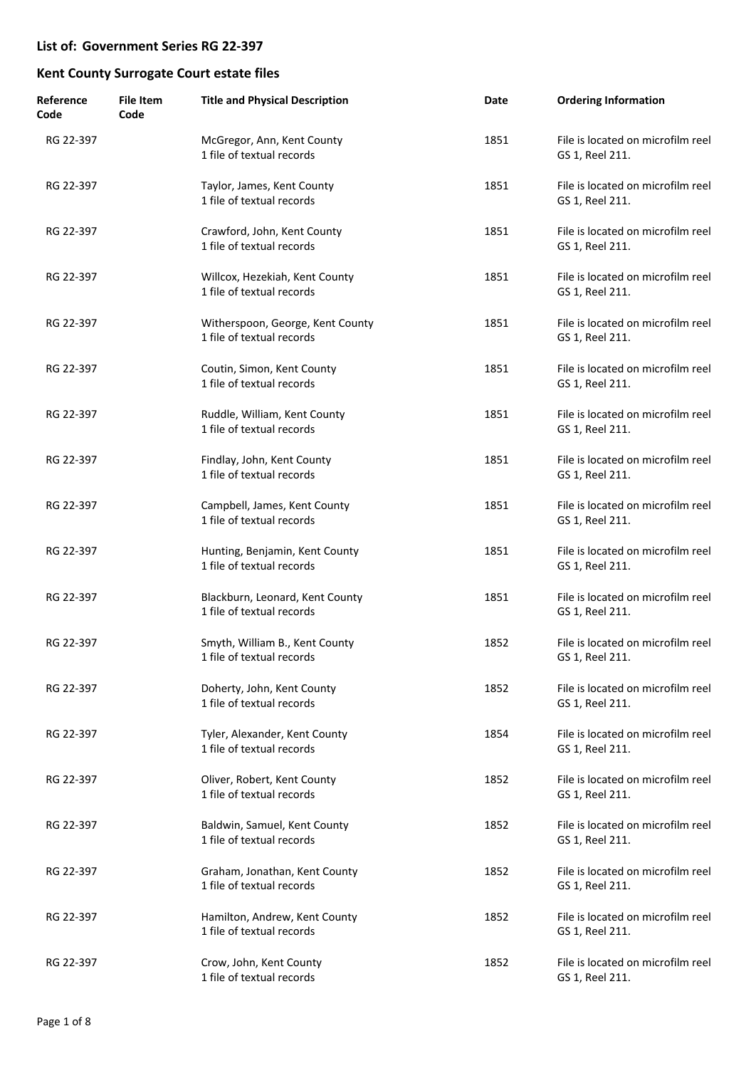## List of: Government Series RG 22-397

## Kent County Surrogate Court estate files

| Reference Code | File Item Code | Title and Physical Description | Date | Ordering Information |
|---|---|---|---|---|
| RG 22-397 | | McGregor, Ann, Kent County<br>1 file of textual records | 1851 | File is located on microfilm reel GS 1, Reel 211. |
| RG 22-397 | | Taylor, James, Kent County<br>1 file of textual records | 1851 | File is located on microfilm reel GS 1, Reel 211. |
| RG 22-397 | | Crawford, John, Kent County<br>1 file of textual records | 1851 | File is located on microfilm reel GS 1, Reel 211. |
| RG 22-397 | | Willcox, Hezekiah, Kent County<br>1 file of textual records | 1851 | File is located on microfilm reel GS 1, Reel 211. |
| RG 22-397 | | Witherspoon, George, Kent County<br>1 file of textual records | 1851 | File is located on microfilm reel GS 1, Reel 211. |
| RG 22-397 | | Coutin, Simon, Kent County<br>1 file of textual records | 1851 | File is located on microfilm reel GS 1, Reel 211. |
| RG 22-397 | | Ruddle, William, Kent County<br>1 file of textual records | 1851 | File is located on microfilm reel GS 1, Reel 211. |
| RG 22-397 | | Findlay, John, Kent County<br>1 file of textual records | 1851 | File is located on microfilm reel GS 1, Reel 211. |
| RG 22-397 | | Campbell, James, Kent County<br>1 file of textual records | 1851 | File is located on microfilm reel GS 1, Reel 211. |
| RG 22-397 | | Hunting, Benjamin, Kent County<br>1 file of textual records | 1851 | File is located on microfilm reel GS 1, Reel 211. |
| RG 22-397 | | Blackburn, Leonard, Kent County<br>1 file of textual records | 1851 | File is located on microfilm reel GS 1, Reel 211. |
| RG 22-397 | | Smyth, William B., Kent County<br>1 file of textual records | 1852 | File is located on microfilm reel GS 1, Reel 211. |
| RG 22-397 | | Doherty, John, Kent County<br>1 file of textual records | 1852 | File is located on microfilm reel GS 1, Reel 211. |
| RG 22-397 | | Tyler, Alexander, Kent County<br>1 file of textual records | 1854 | File is located on microfilm reel GS 1, Reel 211. |
| RG 22-397 | | Oliver, Robert, Kent County<br>1 file of textual records | 1852 | File is located on microfilm reel GS 1, Reel 211. |
| RG 22-397 | | Baldwin, Samuel, Kent County<br>1 file of textual records | 1852 | File is located on microfilm reel GS 1, Reel 211. |
| RG 22-397 | | Graham, Jonathan, Kent County<br>1 file of textual records | 1852 | File is located on microfilm reel GS 1, Reel 211. |
| RG 22-397 | | Hamilton, Andrew, Kent County<br>1 file of textual records | 1852 | File is located on microfilm reel GS 1, Reel 211. |
| RG 22-397 | | Crow, John, Kent County<br>1 file of textual records | 1852 | File is located on microfilm reel GS 1, Reel 211. |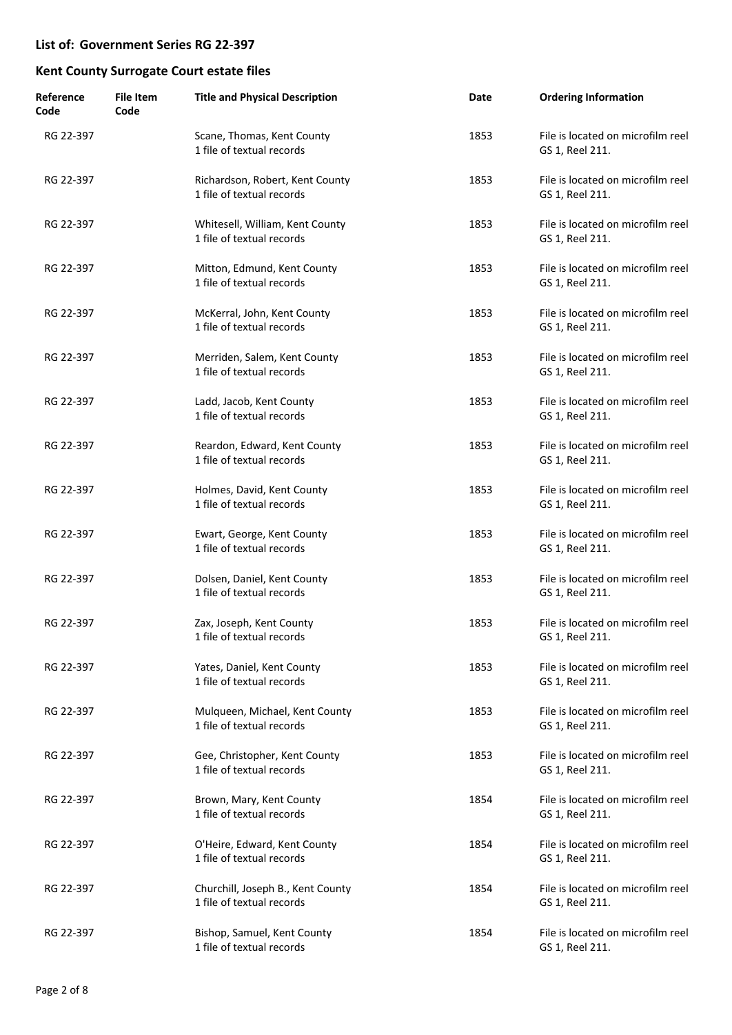## List of: Government Series RG 22-397

## Kent County Surrogate Court estate files

| Reference Code | File Item Code | Title and Physical Description | Date | Ordering Information |
|---|---|---|---|---|
| RG 22-397 | | Scane, Thomas, Kent County<br>1 file of textual records | 1853 | File is located on microfilm reel GS 1, Reel 211. |
| RG 22-397 | | Richardson, Robert, Kent County<br>1 file of textual records | 1853 | File is located on microfilm reel GS 1, Reel 211. |
| RG 22-397 | | Whitesell, William, Kent County<br>1 file of textual records | 1853 | File is located on microfilm reel GS 1, Reel 211. |
| RG 22-397 | | Mitton, Edmund, Kent County<br>1 file of textual records | 1853 | File is located on microfilm reel GS 1, Reel 211. |
| RG 22-397 | | McKerral, John, Kent County<br>1 file of textual records | 1853 | File is located on microfilm reel GS 1, Reel 211. |
| RG 22-397 | | Merriden, Salem, Kent County<br>1 file of textual records | 1853 | File is located on microfilm reel GS 1, Reel 211. |
| RG 22-397 | | Ladd, Jacob, Kent County<br>1 file of textual records | 1853 | File is located on microfilm reel GS 1, Reel 211. |
| RG 22-397 | | Reardon, Edward, Kent County<br>1 file of textual records | 1853 | File is located on microfilm reel GS 1, Reel 211. |
| RG 22-397 | | Holmes, David, Kent County<br>1 file of textual records | 1853 | File is located on microfilm reel GS 1, Reel 211. |
| RG 22-397 | | Ewart, George, Kent County<br>1 file of textual records | 1853 | File is located on microfilm reel GS 1, Reel 211. |
| RG 22-397 | | Dolsen, Daniel, Kent County<br>1 file of textual records | 1853 | File is located on microfilm reel GS 1, Reel 211. |
| RG 22-397 | | Zax, Joseph, Kent County<br>1 file of textual records | 1853 | File is located on microfilm reel GS 1, Reel 211. |
| RG 22-397 | | Yates, Daniel, Kent County<br>1 file of textual records | 1853 | File is located on microfilm reel GS 1, Reel 211. |
| RG 22-397 | | Mulqueen, Michael, Kent County<br>1 file of textual records | 1853 | File is located on microfilm reel GS 1, Reel 211. |
| RG 22-397 | | Gee, Christopher, Kent County<br>1 file of textual records | 1853 | File is located on microfilm reel GS 1, Reel 211. |
| RG 22-397 | | Brown, Mary, Kent County<br>1 file of textual records | 1854 | File is located on microfilm reel GS 1, Reel 211. |
| RG 22-397 | | O'Heire, Edward, Kent County<br>1 file of textual records | 1854 | File is located on microfilm reel GS 1, Reel 211. |
| RG 22-397 | | Churchill, Joseph B., Kent County<br>1 file of textual records | 1854 | File is located on microfilm reel GS 1, Reel 211. |
| RG 22-397 | | Bishop, Samuel, Kent County<br>1 file of textual records | 1854 | File is located on microfilm reel GS 1, Reel 211. |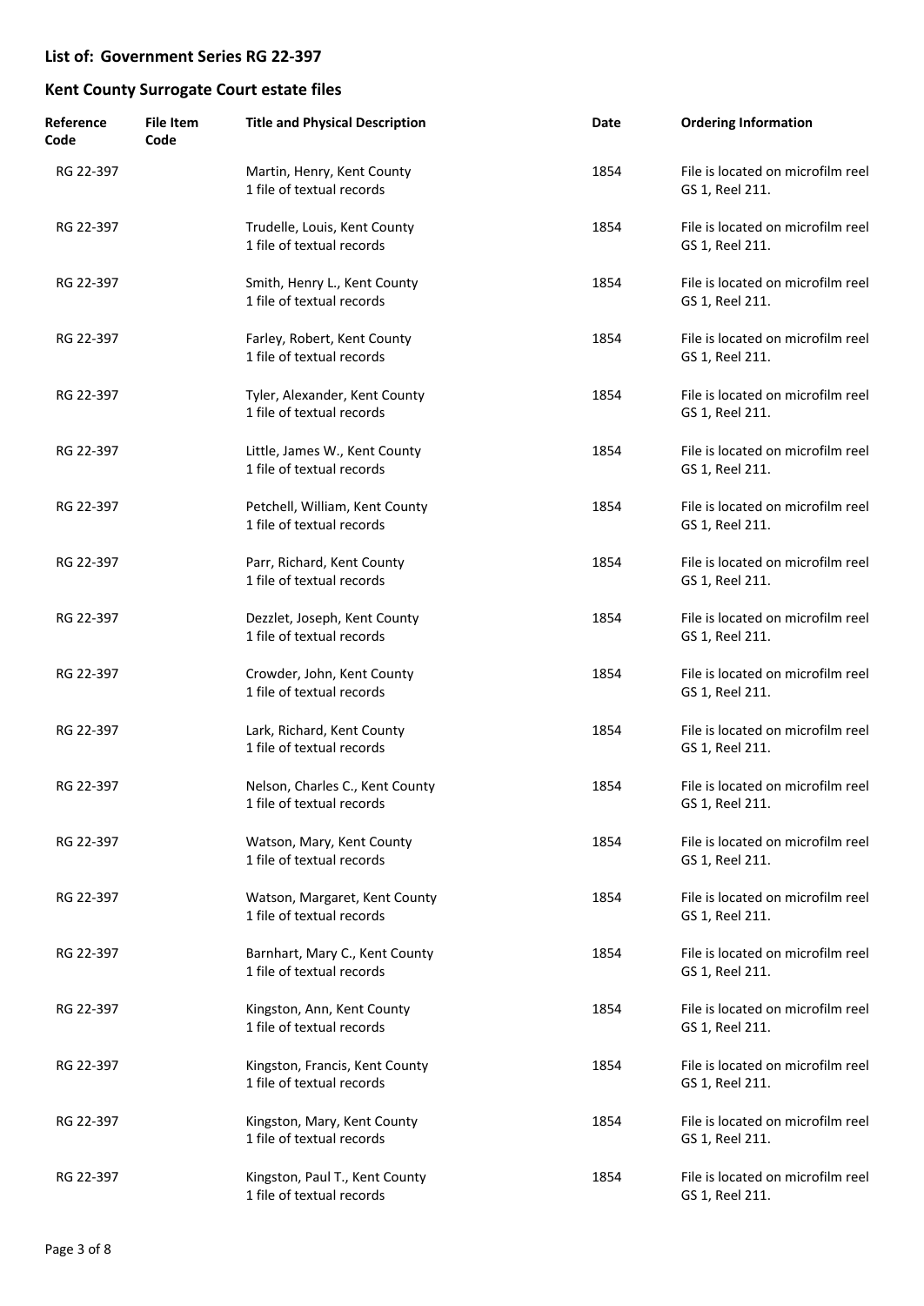## List of: Government Series RG 22-397

## Kent County Surrogate Court estate files

| Reference Code | File Item Code | Title and Physical Description | Date | Ordering Information |
|---|---|---|---|---|
| RG 22-397 | | Martin, Henry, Kent County<br>1 file of textual records | 1854 | File is located on microfilm reel GS 1, Reel 211. |
| RG 22-397 | | Trudelle, Louis, Kent County<br>1 file of textual records | 1854 | File is located on microfilm reel GS 1, Reel 211. |
| RG 22-397 | | Smith, Henry L., Kent County<br>1 file of textual records | 1854 | File is located on microfilm reel GS 1, Reel 211. |
| RG 22-397 | | Farley, Robert, Kent County<br>1 file of textual records | 1854 | File is located on microfilm reel GS 1, Reel 211. |
| RG 22-397 | | Tyler, Alexander, Kent County<br>1 file of textual records | 1854 | File is located on microfilm reel GS 1, Reel 211. |
| RG 22-397 | | Little, James W., Kent County<br>1 file of textual records | 1854 | File is located on microfilm reel GS 1, Reel 211. |
| RG 22-397 | | Petchell, William, Kent County<br>1 file of textual records | 1854 | File is located on microfilm reel GS 1, Reel 211. |
| RG 22-397 | | Parr, Richard, Kent County<br>1 file of textual records | 1854 | File is located on microfilm reel GS 1, Reel 211. |
| RG 22-397 | | Dezzlet, Joseph, Kent County<br>1 file of textual records | 1854 | File is located on microfilm reel GS 1, Reel 211. |
| RG 22-397 | | Crowder, John, Kent County<br>1 file of textual records | 1854 | File is located on microfilm reel GS 1, Reel 211. |
| RG 22-397 | | Lark, Richard, Kent County<br>1 file of textual records | 1854 | File is located on microfilm reel GS 1, Reel 211. |
| RG 22-397 | | Nelson, Charles C., Kent County<br>1 file of textual records | 1854 | File is located on microfilm reel GS 1, Reel 211. |
| RG 22-397 | | Watson, Mary, Kent County<br>1 file of textual records | 1854 | File is located on microfilm reel GS 1, Reel 211. |
| RG 22-397 | | Watson, Margaret, Kent County<br>1 file of textual records | 1854 | File is located on microfilm reel GS 1, Reel 211. |
| RG 22-397 | | Barnhart, Mary C., Kent County<br>1 file of textual records | 1854 | File is located on microfilm reel GS 1, Reel 211. |
| RG 22-397 | | Kingston, Ann, Kent County<br>1 file of textual records | 1854 | File is located on microfilm reel GS 1, Reel 211. |
| RG 22-397 | | Kingston, Francis, Kent County<br>1 file of textual records | 1854 | File is located on microfilm reel GS 1, Reel 211. |
| RG 22-397 | | Kingston, Mary, Kent County<br>1 file of textual records | 1854 | File is located on microfilm reel GS 1, Reel 211. |
| RG 22-397 | | Kingston, Paul T., Kent County<br>1 file of textual records | 1854 | File is located on microfilm reel GS 1, Reel 211. |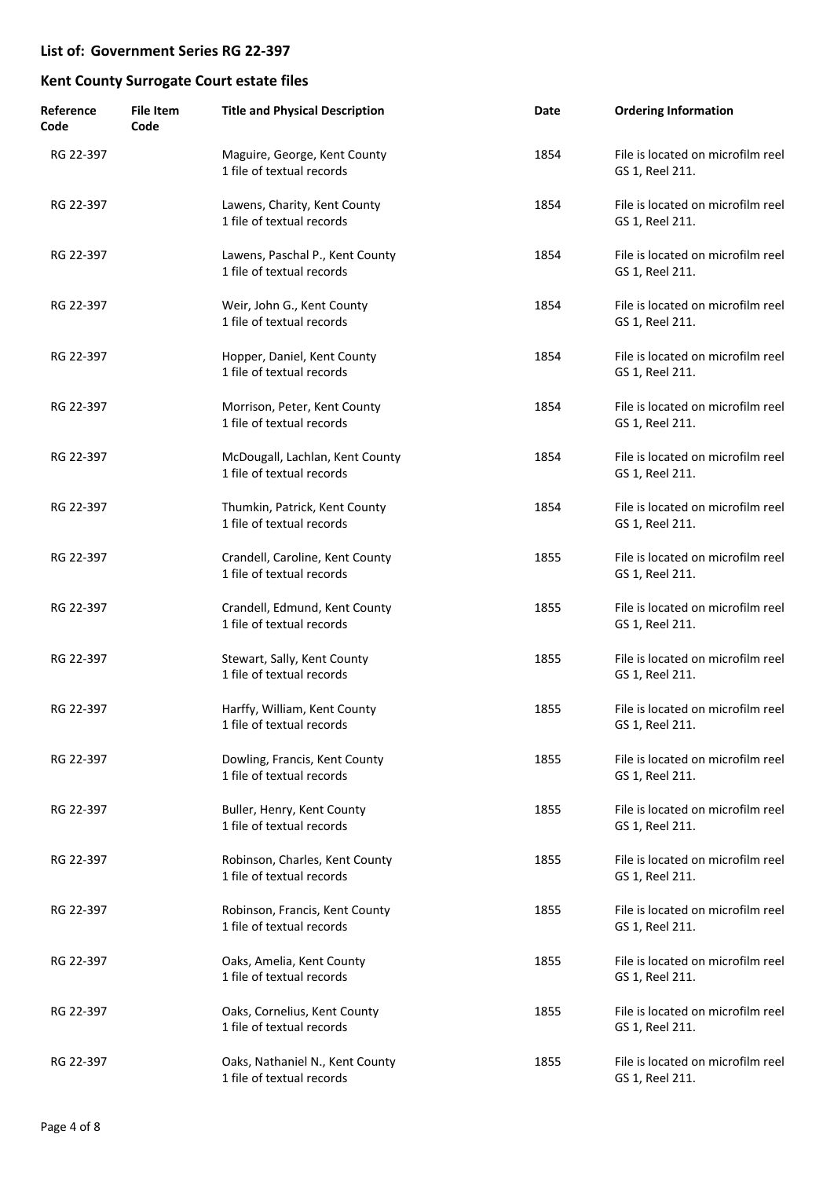## List of: Government Series RG 22-397

## Kent County Surrogate Court estate files

| Reference Code | File Item Code | Title and Physical Description | Date | Ordering Information |
|---|---|---|---|---|
| RG 22-397 | | Maguire, George, Kent County<br>1 file of textual records | 1854 | File is located on microfilm reel GS 1, Reel 211. |
| RG 22-397 | | Lawens, Charity, Kent County<br>1 file of textual records | 1854 | File is located on microfilm reel GS 1, Reel 211. |
| RG 22-397 | | Lawens, Paschal P., Kent County<br>1 file of textual records | 1854 | File is located on microfilm reel GS 1, Reel 211. |
| RG 22-397 | | Weir, John G., Kent County<br>1 file of textual records | 1854 | File is located on microfilm reel GS 1, Reel 211. |
| RG 22-397 | | Hopper, Daniel, Kent County<br>1 file of textual records | 1854 | File is located on microfilm reel GS 1, Reel 211. |
| RG 22-397 | | Morrison, Peter, Kent County<br>1 file of textual records | 1854 | File is located on microfilm reel GS 1, Reel 211. |
| RG 22-397 | | McDougall, Lachlan, Kent County<br>1 file of textual records | 1854 | File is located on microfilm reel GS 1, Reel 211. |
| RG 22-397 | | Thumkin, Patrick, Kent County<br>1 file of textual records | 1854 | File is located on microfilm reel GS 1, Reel 211. |
| RG 22-397 | | Crandell, Caroline, Kent County<br>1 file of textual records | 1855 | File is located on microfilm reel GS 1, Reel 211. |
| RG 22-397 | | Crandell, Edmund, Kent County<br>1 file of textual records | 1855 | File is located on microfilm reel GS 1, Reel 211. |
| RG 22-397 | | Stewart, Sally, Kent County<br>1 file of textual records | 1855 | File is located on microfilm reel GS 1, Reel 211. |
| RG 22-397 | | Harffy, William, Kent County<br>1 file of textual records | 1855 | File is located on microfilm reel GS 1, Reel 211. |
| RG 22-397 | | Dowling, Francis, Kent County<br>1 file of textual records | 1855 | File is located on microfilm reel GS 1, Reel 211. |
| RG 22-397 | | Buller, Henry, Kent County<br>1 file of textual records | 1855 | File is located on microfilm reel GS 1, Reel 211. |
| RG 22-397 | | Robinson, Charles, Kent County<br>1 file of textual records | 1855 | File is located on microfilm reel GS 1, Reel 211. |
| RG 22-397 | | Robinson, Francis, Kent County<br>1 file of textual records | 1855 | File is located on microfilm reel GS 1, Reel 211. |
| RG 22-397 | | Oaks, Amelia, Kent County<br>1 file of textual records | 1855 | File is located on microfilm reel GS 1, Reel 211. |
| RG 22-397 | | Oaks, Cornelius, Kent County<br>1 file of textual records | 1855 | File is located on microfilm reel GS 1, Reel 211. |
| RG 22-397 | | Oaks, Nathaniel N., Kent County<br>1 file of textual records | 1855 | File is located on microfilm reel GS 1, Reel 211. |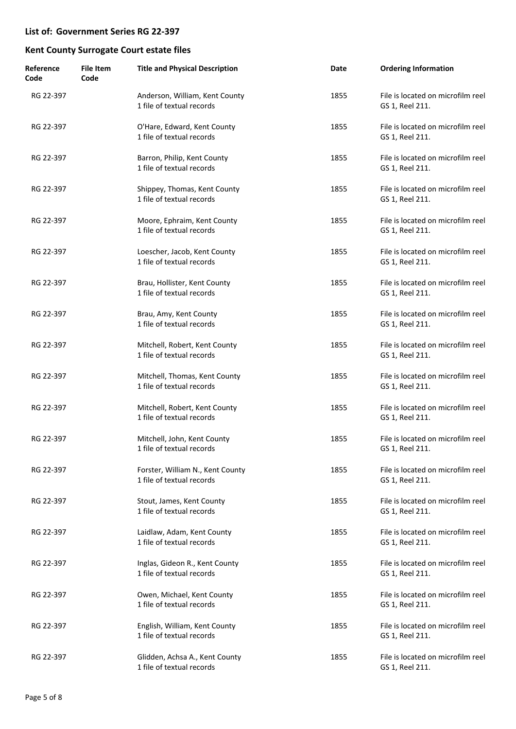## List of: Government Series RG 22-397

## Kent County Surrogate Court estate files

| Reference Code | File Item Code | Title and Physical Description | Date | Ordering Information |
|---|---|---|---|---|
| RG 22-397 | | Anderson, William, Kent County<br>1 file of textual records | 1855 | File is located on microfilm reel GS 1, Reel 211. |
| RG 22-397 | | O'Hare, Edward, Kent County<br>1 file of textual records | 1855 | File is located on microfilm reel GS 1, Reel 211. |
| RG 22-397 | | Barron, Philip, Kent County<br>1 file of textual records | 1855 | File is located on microfilm reel GS 1, Reel 211. |
| RG 22-397 | | Shippey, Thomas, Kent County<br>1 file of textual records | 1855 | File is located on microfilm reel GS 1, Reel 211. |
| RG 22-397 | | Moore, Ephraim, Kent County<br>1 file of textual records | 1855 | File is located on microfilm reel GS 1, Reel 211. |
| RG 22-397 | | Loescher, Jacob, Kent County<br>1 file of textual records | 1855 | File is located on microfilm reel GS 1, Reel 211. |
| RG 22-397 | | Brau, Hollister, Kent County<br>1 file of textual records | 1855 | File is located on microfilm reel GS 1, Reel 211. |
| RG 22-397 | | Brau, Amy, Kent County<br>1 file of textual records | 1855 | File is located on microfilm reel GS 1, Reel 211. |
| RG 22-397 | | Mitchell, Robert, Kent County<br>1 file of textual records | 1855 | File is located on microfilm reel GS 1, Reel 211. |
| RG 22-397 | | Mitchell, Thomas, Kent County<br>1 file of textual records | 1855 | File is located on microfilm reel GS 1, Reel 211. |
| RG 22-397 | | Mitchell, Robert, Kent County<br>1 file of textual records | 1855 | File is located on microfilm reel GS 1, Reel 211. |
| RG 22-397 | | Mitchell, John, Kent County<br>1 file of textual records | 1855 | File is located on microfilm reel GS 1, Reel 211. |
| RG 22-397 | | Forster, William N., Kent County<br>1 file of textual records | 1855 | File is located on microfilm reel GS 1, Reel 211. |
| RG 22-397 | | Stout, James, Kent County<br>1 file of textual records | 1855 | File is located on microfilm reel GS 1, Reel 211. |
| RG 22-397 | | Laidlaw, Adam, Kent County<br>1 file of textual records | 1855 | File is located on microfilm reel GS 1, Reel 211. |
| RG 22-397 | | Inglas, Gideon R., Kent County<br>1 file of textual records | 1855 | File is located on microfilm reel GS 1, Reel 211. |
| RG 22-397 | | Owen, Michael, Kent County<br>1 file of textual records | 1855 | File is located on microfilm reel GS 1, Reel 211. |
| RG 22-397 | | English, William, Kent County<br>1 file of textual records | 1855 | File is located on microfilm reel GS 1, Reel 211. |
| RG 22-397 | | Glidden, Achsa A., Kent County<br>1 file of textual records | 1855 | File is located on microfilm reel GS 1, Reel 211. |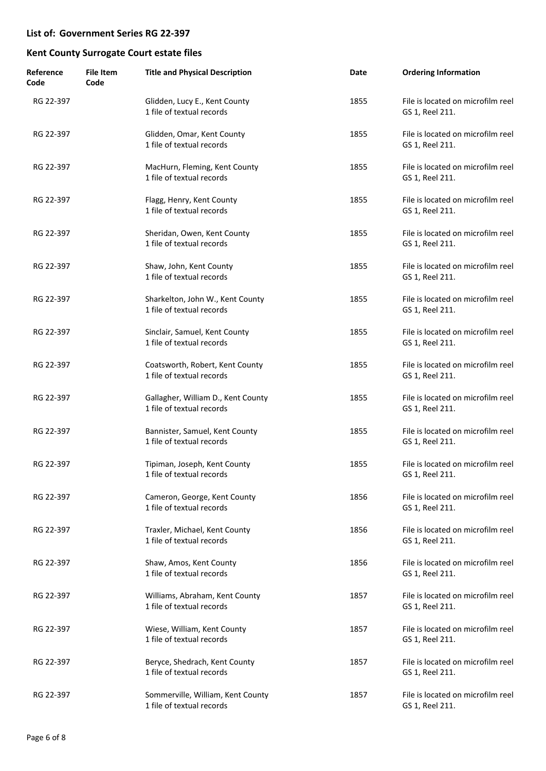## List of: Government Series RG 22-397

## Kent County Surrogate Court estate files

| Reference Code | File Item Code | Title and Physical Description | Date | Ordering Information |
|---|---|---|---|---|
| RG 22-397 | | Glidden, Lucy E., Kent County<br>1 file of textual records | 1855 | File is located on microfilm reel GS 1, Reel 211. |
| RG 22-397 | | Glidden, Omar, Kent County<br>1 file of textual records | 1855 | File is located on microfilm reel GS 1, Reel 211. |
| RG 22-397 | | MacHurn, Fleming, Kent County<br>1 file of textual records | 1855 | File is located on microfilm reel GS 1, Reel 211. |
| RG 22-397 | | Flagg, Henry, Kent County<br>1 file of textual records | 1855 | File is located on microfilm reel GS 1, Reel 211. |
| RG 22-397 | | Sheridan, Owen, Kent County<br>1 file of textual records | 1855 | File is located on microfilm reel GS 1, Reel 211. |
| RG 22-397 | | Shaw, John, Kent County<br>1 file of textual records | 1855 | File is located on microfilm reel GS 1, Reel 211. |
| RG 22-397 | | Sharkelton, John W., Kent County<br>1 file of textual records | 1855 | File is located on microfilm reel GS 1, Reel 211. |
| RG 22-397 | | Sinclair, Samuel, Kent County<br>1 file of textual records | 1855 | File is located on microfilm reel GS 1, Reel 211. |
| RG 22-397 | | Coatsworth, Robert, Kent County<br>1 file of textual records | 1855 | File is located on microfilm reel GS 1, Reel 211. |
| RG 22-397 | | Gallagher, William D., Kent County<br>1 file of textual records | 1855 | File is located on microfilm reel GS 1, Reel 211. |
| RG 22-397 | | Bannister, Samuel, Kent County<br>1 file of textual records | 1855 | File is located on microfilm reel GS 1, Reel 211. |
| RG 22-397 | | Tipiman, Joseph, Kent County<br>1 file of textual records | 1855 | File is located on microfilm reel GS 1, Reel 211. |
| RG 22-397 | | Cameron, George, Kent County<br>1 file of textual records | 1856 | File is located on microfilm reel GS 1, Reel 211. |
| RG 22-397 | | Traxler, Michael, Kent County<br>1 file of textual records | 1856 | File is located on microfilm reel GS 1, Reel 211. |
| RG 22-397 | | Shaw, Amos, Kent County<br>1 file of textual records | 1856 | File is located on microfilm reel GS 1, Reel 211. |
| RG 22-397 | | Williams, Abraham, Kent County<br>1 file of textual records | 1857 | File is located on microfilm reel GS 1, Reel 211. |
| RG 22-397 | | Wiese, William, Kent County<br>1 file of textual records | 1857 | File is located on microfilm reel GS 1, Reel 211. |
| RG 22-397 | | Beryce, Shedrach, Kent County<br>1 file of textual records | 1857 | File is located on microfilm reel GS 1, Reel 211. |
| RG 22-397 | | Sommerville, William, Kent County<br>1 file of textual records | 1857 | File is located on microfilm reel GS 1, Reel 211. |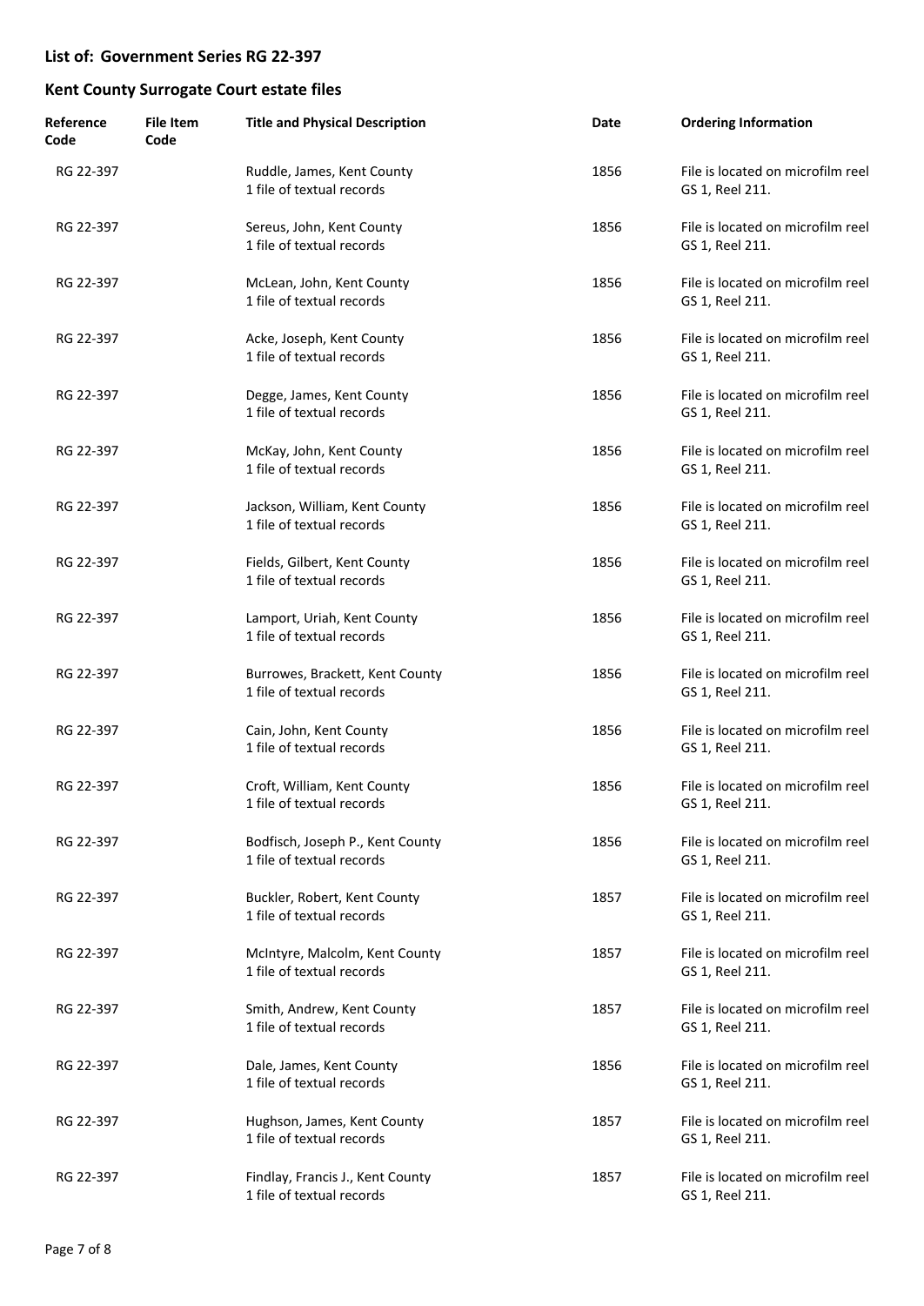**List of: Government Series RG 22-397**

**Kent County Surrogate Court estate files**

| Reference Code | File Item Code | Title and Physical Description | Date | Ordering Information |
|---|---|---|---|---|
| RG 22-397 | | Ruddle, James, Kent County<br>1 file of textual records | 1856 | File is located on microfilm reel GS 1, Reel 211. |
| RG 22-397 | | Sereus, John, Kent County<br>1 file of textual records | 1856 | File is located on microfilm reel GS 1, Reel 211. |
| RG 22-397 | | McLean, John, Kent County<br>1 file of textual records | 1856 | File is located on microfilm reel GS 1, Reel 211. |
| RG 22-397 | | Acke, Joseph, Kent County<br>1 file of textual records | 1856 | File is located on microfilm reel GS 1, Reel 211. |
| RG 22-397 | | Degge, James, Kent County<br>1 file of textual records | 1856 | File is located on microfilm reel GS 1, Reel 211. |
| RG 22-397 | | McKay, John, Kent County<br>1 file of textual records | 1856 | File is located on microfilm reel GS 1, Reel 211. |
| RG 22-397 | | Jackson, William, Kent County<br>1 file of textual records | 1856 | File is located on microfilm reel GS 1, Reel 211. |
| RG 22-397 | | Fields, Gilbert, Kent County<br>1 file of textual records | 1856 | File is located on microfilm reel GS 1, Reel 211. |
| RG 22-397 | | Lamport, Uriah, Kent County<br>1 file of textual records | 1856 | File is located on microfilm reel GS 1, Reel 211. |
| RG 22-397 | | Burrowes, Brackett, Kent County<br>1 file of textual records | 1856 | File is located on microfilm reel GS 1, Reel 211. |
| RG 22-397 | | Cain, John, Kent County<br>1 file of textual records | 1856 | File is located on microfilm reel GS 1, Reel 211. |
| RG 22-397 | | Croft, William, Kent County<br>1 file of textual records | 1856 | File is located on microfilm reel GS 1, Reel 211. |
| RG 22-397 | | Bodfisch, Joseph P., Kent County<br>1 file of textual records | 1856 | File is located on microfilm reel GS 1, Reel 211. |
| RG 22-397 | | Buckler, Robert, Kent County<br>1 file of textual records | 1857 | File is located on microfilm reel GS 1, Reel 211. |
| RG 22-397 | | McIntyre, Malcolm, Kent County<br>1 file of textual records | 1857 | File is located on microfilm reel GS 1, Reel 211. |
| RG 22-397 | | Smith, Andrew, Kent County<br>1 file of textual records | 1857 | File is located on microfilm reel GS 1, Reel 211. |
| RG 22-397 | | Dale, James, Kent County<br>1 file of textual records | 1856 | File is located on microfilm reel GS 1, Reel 211. |
| RG 22-397 | | Hughson, James, Kent County<br>1 file of textual records | 1857 | File is located on microfilm reel GS 1, Reel 211. |
| RG 22-397 | | Findlay, Francis J., Kent County<br>1 file of textual records | 1857 | File is located on microfilm reel GS 1, Reel 211. |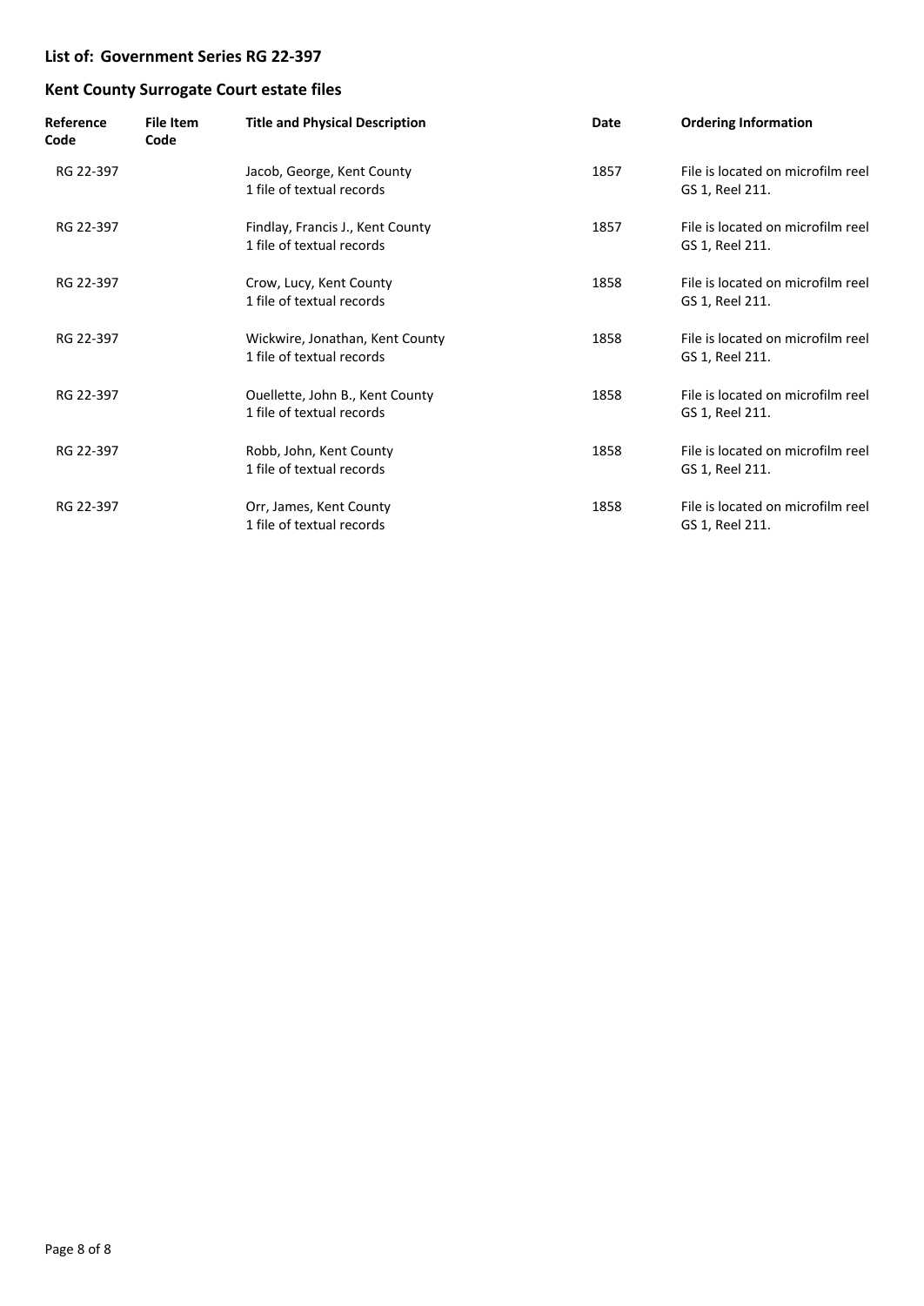## List of: Government Series RG 22-397

## Kent County Surrogate Court estate files

| Reference Code | File Item Code | Title and Physical Description | Date | Ordering Information |
|---|---|---|---|---|
| RG 22-397 | | Jacob, George, Kent County<br>1 file of textual records | 1857 | File is located on microfilm reel GS 1, Reel 211. |
| RG 22-397 | | Findlay, Francis J., Kent County<br>1 file of textual records | 1857 | File is located on microfilm reel GS 1, Reel 211. |
| RG 22-397 | | Crow, Lucy, Kent County<br>1 file of textual records | 1858 | File is located on microfilm reel GS 1, Reel 211. |
| RG 22-397 | | Wickwire, Jonathan, Kent County<br>1 file of textual records | 1858 | File is located on microfilm reel GS 1, Reel 211. |
| RG 22-397 | | Ouellette, John B., Kent County<br>1 file of textual records | 1858 | File is located on microfilm reel GS 1, Reel 211. |
| RG 22-397 | | Robb, John, Kent County<br>1 file of textual records | 1858 | File is located on microfilm reel GS 1, Reel 211. |
| RG 22-397 | | Orr, James, Kent County<br>1 file of textual records | 1858 | File is located on microfilm reel GS 1, Reel 211. |